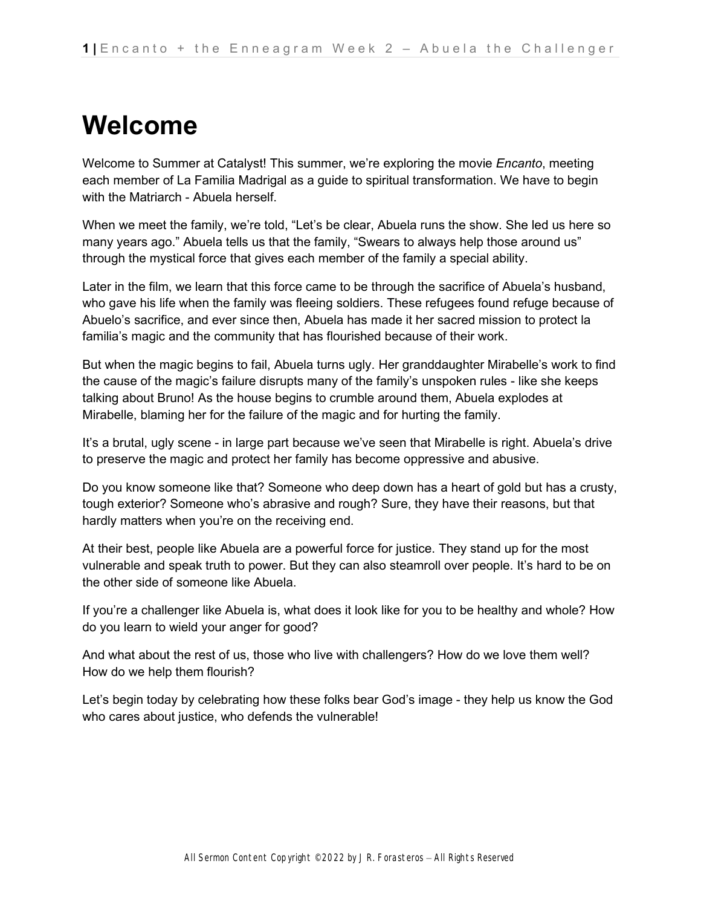# Welcome

Welcome to Summer at Catalyst! This summer, we're exploring the movie *Encanto*, meeting each member of La Familia Madrigal as a guide to spiritual transformation. We have to begin with the Matriarch - Abuela herself.

When we meet the family, we're told, "Let's be clear, Abuela runs the show. She led us here so many years ago." Abuela tells us that the family, "Swears to always help those around us" through the mystical force that gives each member of the family a special ability.

Later in the film, we learn that this force came to be through the sacrifice of Abuela's husband, who gave his life when the family was fleeing soldiers. These refugees found refuge because of Abuelo's sacrifice, and ever since then, Abuela has made it her sacred mission to protect la familia's magic and the community that has flourished because of their work.

But when the magic begins to fail, Abuela turns ugly. Her granddaughter Mirabelle's work to find the cause of the magic's failure disrupts many of the family's unspoken rules - like she keeps talking about Bruno! As the house begins to crumble around them, Abuela explodes at Mirabelle, blaming her for the failure of the magic and for hurting the family.

It's a brutal, ugly scene - in large part because we've seen that Mirabelle is right. Abuela's drive to preserve the magic and protect her family has become oppressive and abusive.

Do you know someone like that? Someone who deep down has a heart of gold but has a crusty, tough exterior? Someone who's abrasive and rough? Sure, they have their reasons, but that hardly matters when you're on the receiving end.

At their best, people like Abuela are a powerful force for justice. They stand up for the most vulnerable and speak truth to power. But they can also steamroll over people. It's hard to be on the other side of someone like Abuela.

If you're a challenger like Abuela is, what does it look like for you to be healthy and whole? How do you learn to wield your anger for good?

And what about the rest of us, those who live with challengers? How do we love them well? How do we help them flourish?

Let's begin today by celebrating how these folks bear God's image - they help us know the God who cares about justice, who defends the vulnerable!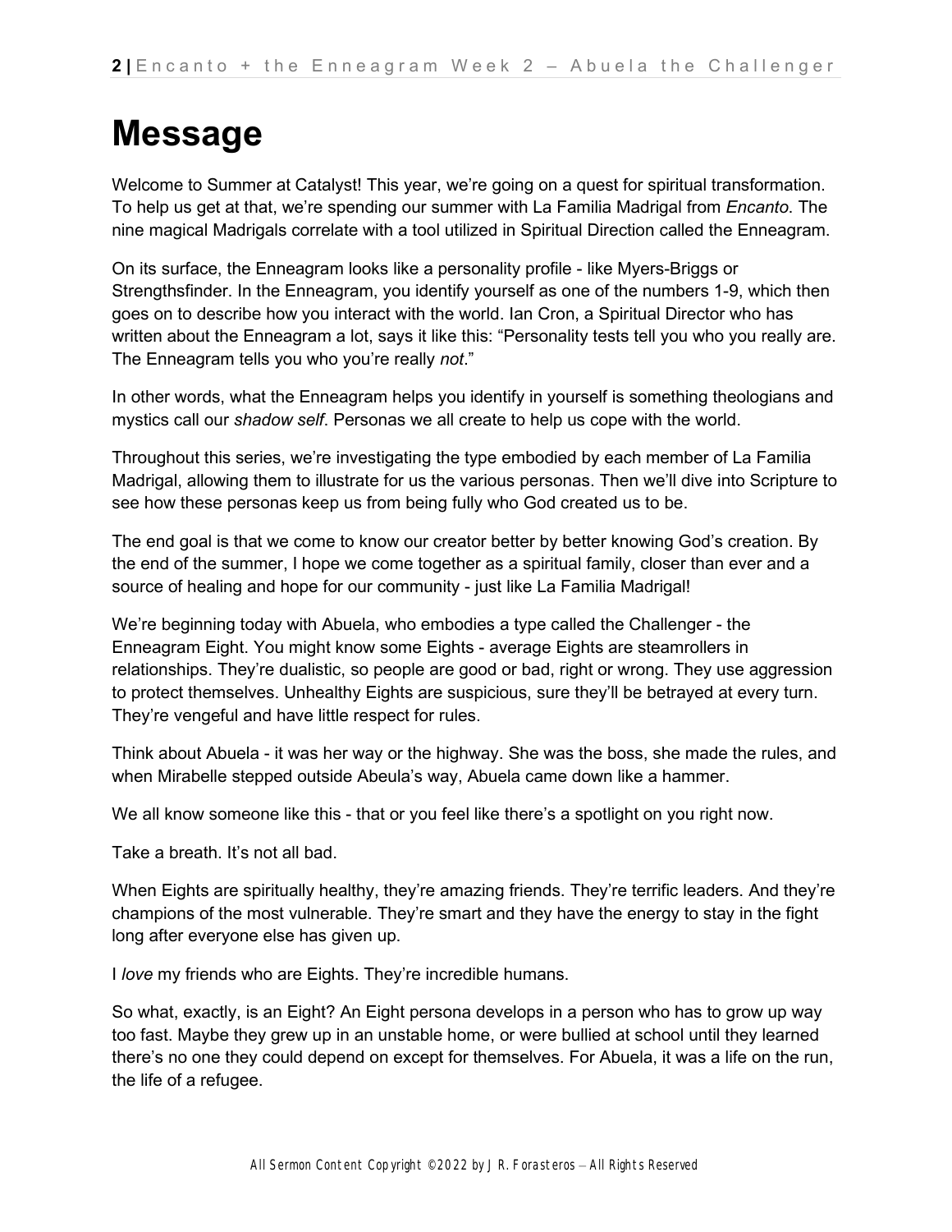# Message

Welcome to Summer at Catalyst! This year, we're going on a quest for spiritual transformation. To help us get at that, we're spending our summer with La Familia Madrigal from *Encanto*. The nine magical Madrigals correlate with a tool utilized in Spiritual Direction called the Enneagram.

On its surface, the Enneagram looks like a personality profile - like Myers-Briggs or Strengthsfinder. In the Enneagram, you identify yourself as one of the numbers 1-9, which then goes on to describe how you interact with the world. Ian Cron, a Spiritual Director who has written about the Enneagram a lot, says it like this: "Personality tests tell you who you really are. The Enneagram tells you who you're really *not*."

In other words, what the Enneagram helps you identify in yourself is something theologians and mystics call our *shadow self*. Personas we all create to help us cope with the world.

Throughout this series, we're investigating the type embodied by each member of La Familia Madrigal, allowing them to illustrate for us the various personas. Then we'll dive into Scripture to see how these personas keep us from being fully who God created us to be.

The end goal is that we come to know our creator better by better knowing God's creation. By the end of the summer, I hope we come together as a spiritual family, closer than ever and a source of healing and hope for our community - just like La Familia Madrigal!

We're beginning today with Abuela, who embodies a type called the Challenger - the Enneagram Eight. You might know some Eights - average Eights are steamrollers in relationships. They're dualistic, so people are good or bad, right or wrong. They use aggression to protect themselves. Unhealthy Eights are suspicious, sure they'll be betrayed at every turn. They're vengeful and have little respect for rules.

Think about Abuela - it was her way or the highway. She was the boss, she made the rules, and when Mirabelle stepped outside Abeula's way, Abuela came down like a hammer.

We all know someone like this - that or you feel like there's a spotlight on you right now.

Take a breath. It's not all bad.

When Eights are spiritually healthy, they're amazing friends. They're terrific leaders. And they're champions of the most vulnerable. They're smart and they have the energy to stay in the fight long after everyone else has given up.

I *love* my friends who are Eights. They're incredible humans.

So what, exactly, is an Eight? An Eight persona develops in a person who has to grow up way too fast. Maybe they grew up in an unstable home, or were bullied at school until they learned there's no one they could depend on except for themselves. For Abuela, it was a life on the run, the life of a refugee.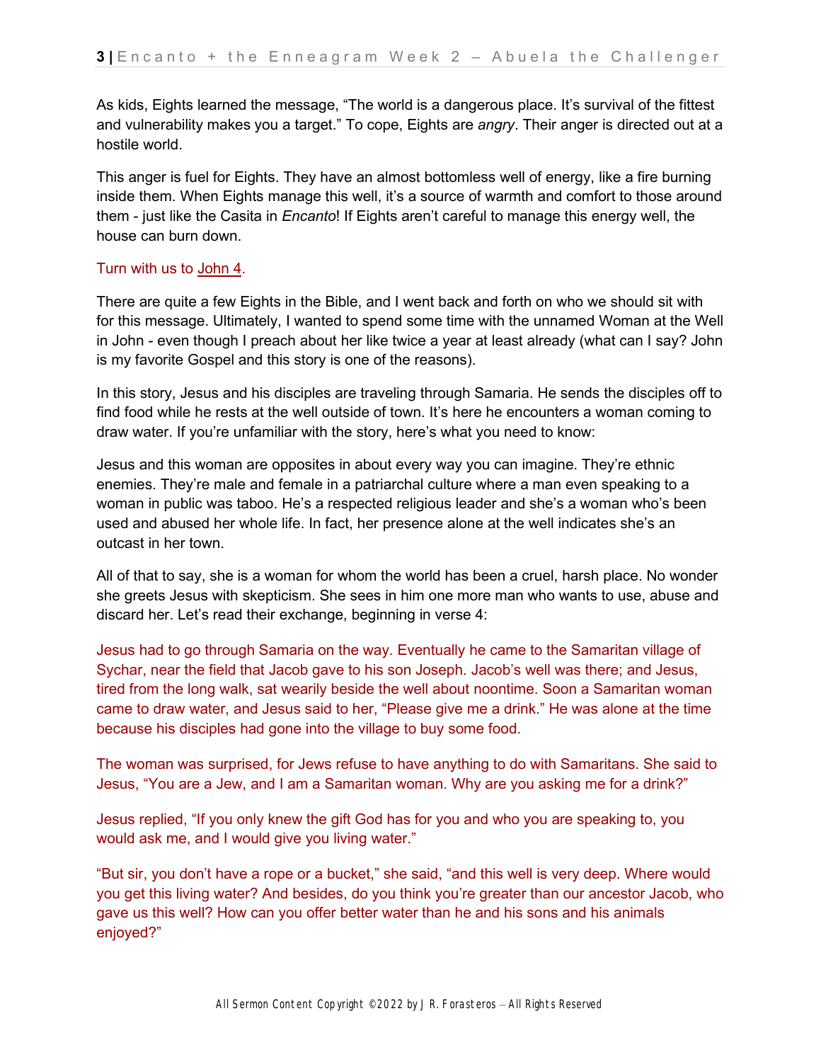As kids, Eights learned the message, “The world is a dangerous place. It’s survival of the fittest and vulnerability makes you a target.” To cope, Eights are *angry*. Their anger is directed out at a hostile world.

This anger is fuel for Eights. They have an almost bottomless well of energy, like a fire burning inside them. When Eights manage this well, it’s a source of warmth and comfort to those around them - just like the Casita in *Encanto*! If Eights aren’t careful to manage this energy well, the house can burn down.

Turn with us to John 4.

There are quite a few Eights in the Bible, and I went back and forth on who we should sit with for this message. Ultimately, I wanted to spend some time with the unnamed Woman at the Well in John - even though I preach about her like twice a year at least already (what can I say? John is my favorite Gospel and this story is one of the reasons).

In this story, Jesus and his disciples are traveling through Samaria. He sends the disciples off to find food while he rests at the well outside of town. It’s here he encounters a woman coming to draw water. If you’re unfamiliar with the story, here’s what you need to know:

Jesus and this woman are opposites in about every way you can imagine. They’re ethnic enemies. They’re male and female in a patriarchal culture where a man even speaking to a woman in public was taboo. He’s a respected religious leader and she’s a woman who’s been used and abused her whole life. In fact, her presence alone at the well indicates she’s an outcast in her town.

All of that to say, she is a woman for whom the world has been a cruel, harsh place. No wonder she greets Jesus with skepticism. She sees in him one more man who wants to use, abuse and discard her. Let’s read their exchange, beginning in verse 4:

Jesus had to go through Samaria on the way. Eventually he came to the Samaritan village of Sychar, near the field that Jacob gave to his son Joseph. Jacob’s well was there; and Jesus, tired from the long walk, sat wearily beside the well about noontime. Soon a Samaritan woman came to draw water, and Jesus said to her, “Please give me a drink.” He was alone at the time because his disciples had gone into the village to buy some food.

The woman was surprised, for Jews refuse to have anything to do with Samaritans. She said to Jesus, “You are a Jew, and I am a Samaritan woman. Why are you asking me for a drink?”

Jesus replied, “If you only knew the gift God has for you and who you are speaking to, you would ask me, and I would give you living water.”

“But sir, you don’t have a rope or a bucket,” she said, “and this well is very deep. Where would you get this living water? And besides, do you think you’re greater than our ancestor Jacob, who gave us this well? How can you offer better water than he and his sons and his animals enjoyed?”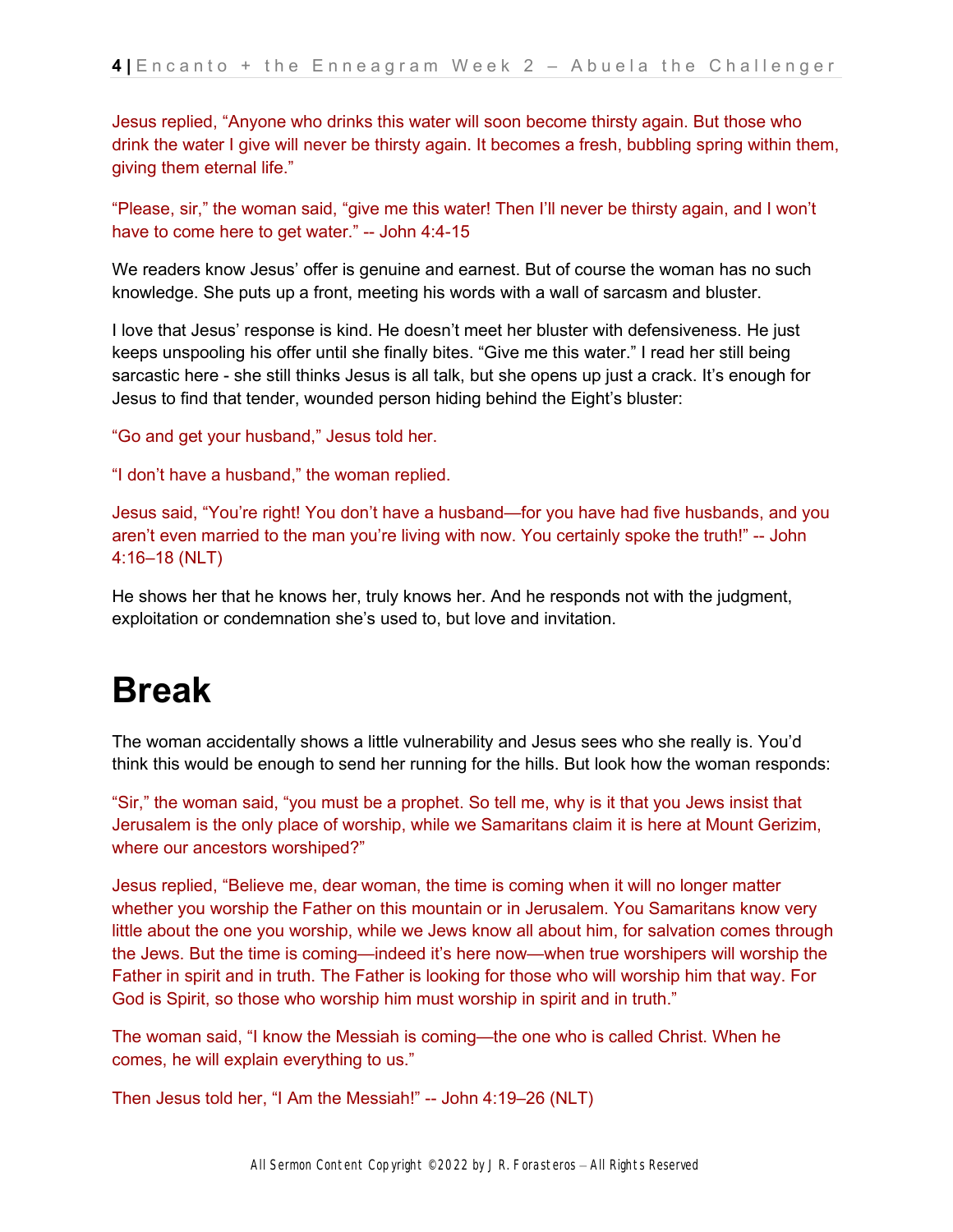Jesus replied, “Anyone who drinks this water will soon become thirsty again. But those who drink the water I give will never be thirsty again. It becomes a fresh, bubbling spring within them, giving them eternal life.”

“Please, sir,” the woman said, “give me this water! Then I’ll never be thirsty again, and I won’t have to come here to get water.” -- John 4:4-15

We readers know Jesus’ offer is genuine and earnest. But of course the woman has no such knowledge. She puts up a front, meeting his words with a wall of sarcasm and bluster.

I love that Jesus’ response is kind. He doesn’t meet her bluster with defensiveness. He just keeps unspooling his offer until she finally bites. “Give me this water.” I read her still being sarcastic here - she still thinks Jesus is all talk, but she opens up just a crack. It’s enough for Jesus to find that tender, wounded person hiding behind the Eight’s bluster:

“Go and get your husband,” Jesus told her.

“I don’t have a husband,” the woman replied.

Jesus said, “You’re right! You don’t have a husband—for you have had five husbands, and you aren’t even married to the man you’re living with now. You certainly spoke the truth!” -- John 4:16–18 (NLT)

He shows her that he knows her, truly knows her. And he responds not with the judgment, exploitation or condemnation she’s used to, but love and invitation.

# Break

The woman accidentally shows a little vulnerability and Jesus sees who she really is. You’d think this would be enough to send her running for the hills. But look how the woman responds:

“Sir,” the woman said, “you must be a prophet. So tell me, why is it that you Jews insist that Jerusalem is the only place of worship, while we Samaritans claim it is here at Mount Gerizim, where our ancestors worshiped?”

Jesus replied, “Believe me, dear woman, the time is coming when it will no longer matter whether you worship the Father on this mountain or in Jerusalem. You Samaritans know very little about the one you worship, while we Jews know all about him, for salvation comes through the Jews. But the time is coming—indeed it’s here now—when true worshipers will worship the Father in spirit and in truth. The Father is looking for those who will worship him that way. For God is Spirit, so those who worship him must worship in spirit and in truth.”

The woman said, “I know the Messiah is coming—the one who is called Christ. When he comes, he will explain everything to us.”

Then Jesus told her, “I Am the Messiah!” -- John 4:19–26 (NLT)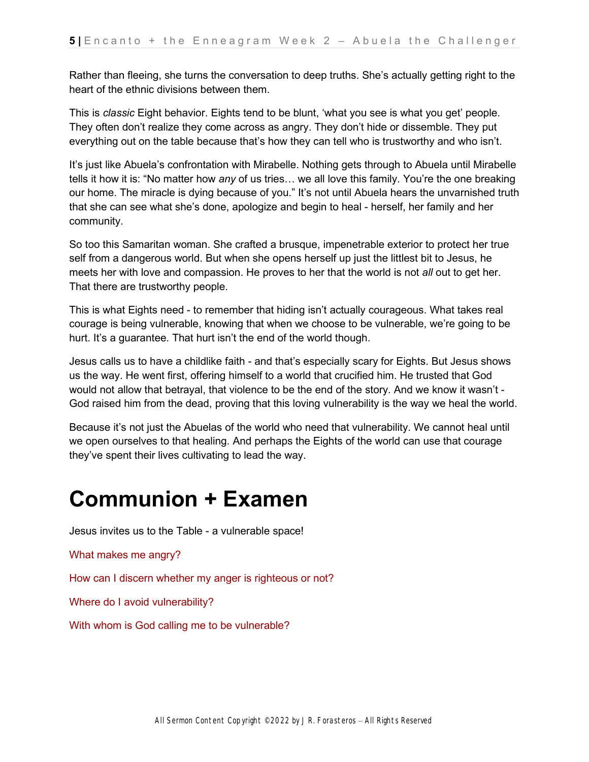Rather than fleeing, she turns the conversation to deep truths. She's actually getting right to the heart of the ethnic divisions between them.

This is *classic* Eight behavior. Eights tend to be blunt, 'what you see is what you get' people. They often don't realize they come across as angry. They don't hide or dissemble. They put everything out on the table because that's how they can tell who is trustworthy and who isn't.

It's just like Abuela's confrontation with Mirabelle. Nothing gets through to Abuela until Mirabelle tells it how it is: "No matter how *any* of us tries… we all love this family. You're the one breaking our home. The miracle is dying because of you." It's not until Abuela hears the unvarnished truth that she can see what she's done, apologize and begin to heal - herself, her family and her community.

So too this Samaritan woman. She crafted a brusque, impenetrable exterior to protect her true self from a dangerous world. But when she opens herself up just the littlest bit to Jesus, he meets her with love and compassion. He proves to her that the world is not *all* out to get her. That there are trustworthy people.

This is what Eights need - to remember that hiding isn't actually courageous. What takes real courage is being vulnerable, knowing that when we choose to be vulnerable, we're going to be hurt. It's a guarantee. That hurt isn't the end of the world though.

Jesus calls us to have a childlike faith - and that's especially scary for Eights. But Jesus shows us the way. He went first, offering himself to a world that crucified him. He trusted that God would not allow that betrayal, that violence to be the end of the story. And we know it wasn't - God raised him from the dead, proving that this loving vulnerability is the way we heal the world.

Because it's not just the Abuelas of the world who need that vulnerability. We cannot heal until we open ourselves to that healing. And perhaps the Eights of the world can use that courage they've spent their lives cultivating to lead the way.

# Communion + Examen

Jesus invites us to the Table - a vulnerable space!

What makes me angry?

How can I discern whether my anger is righteous or not?

Where do I avoid vulnerability?

With whom is God calling me to be vulnerable?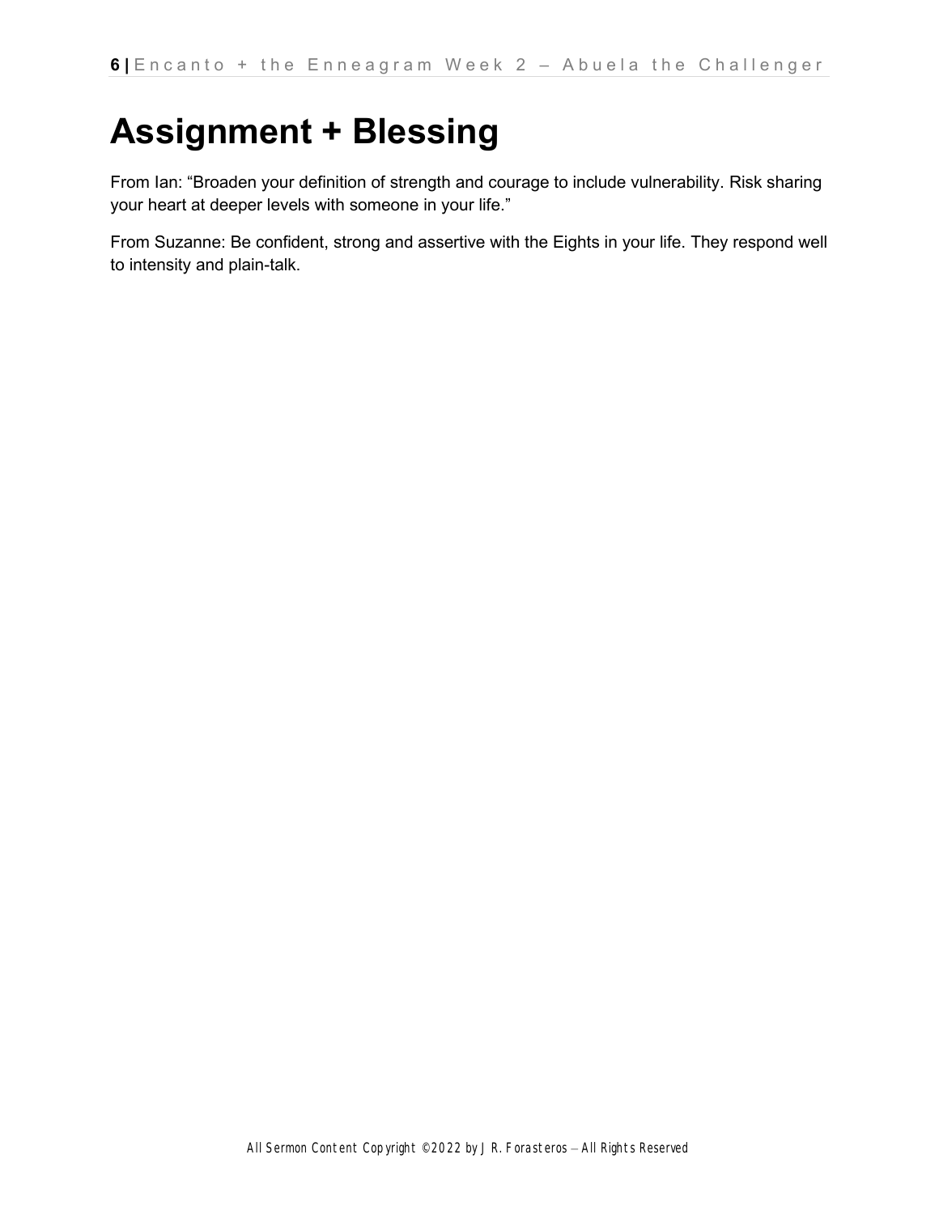# Assignment + Blessing

From Ian: "Broaden your definition of strength and courage to include vulnerability. Risk sharing your heart at deeper levels with someone in your life."

From Suzanne: Be confident, strong and assertive with the Eights in your life. They respond well to intensity and plain-talk.